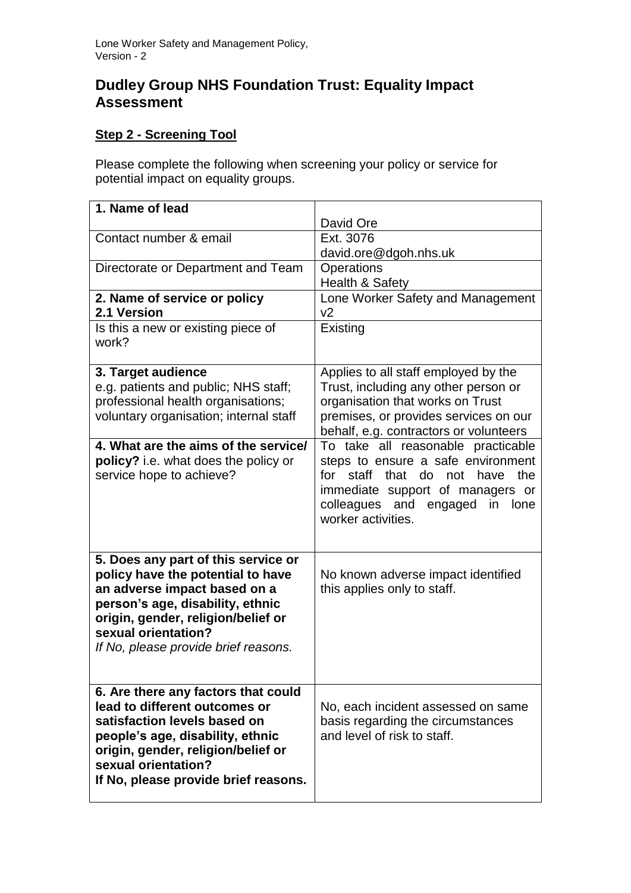# Dudley Group NHS Foundation Trust: Equality Impact Assessment

**Step 2 - Screening Tool**

Please complete the following when screening your policy or service for potential impact on equality groups.

| | |
|---|---|
| **1. Name of lead** | David Ore |
| Contact number & email | Ext. 3076<br>david.ore@dgoh.nhs.uk |
| Directorate or Department and Team | Operations<br>Health & Safety |
| **2. Name of service or policy**<br>**2.1 Version** | Lone Worker Safety and Management<br>v2 |
| Is this a new or existing piece of work? | Existing |
| **3. Target audience**<br>e.g. patients and public; NHS staff; professional health organisations; voluntary organisation; internal staff | Applies to all staff employed by the Trust, including any other person or organisation that works on Trust premises, or provides services on our behalf, e.g. contractors or volunteers |
| **4. What are the aims of the service/ policy?** i.e. what does the policy or service hope to achieve? | To take all reasonable practicable steps to ensure a safe environment for staff that do not have the immediate support of managers or colleagues and engaged in lone worker activities. |
| **5. Does any part of this service or policy have the potential to have an adverse impact based on a person's age, disability, ethnic origin, gender, religion/belief or sexual orientation?**<br>*If No, please provide brief reasons.* | No known adverse impact identified this applies only to staff. |
| **6. Are there any factors that could lead to different outcomes or satisfaction levels based on people's age, disability, ethnic origin, gender, religion/belief or sexual orientation?**<br>**If No, please provide brief reasons.** | No, each incident assessed on same basis regarding the circumstances and level of risk to staff. |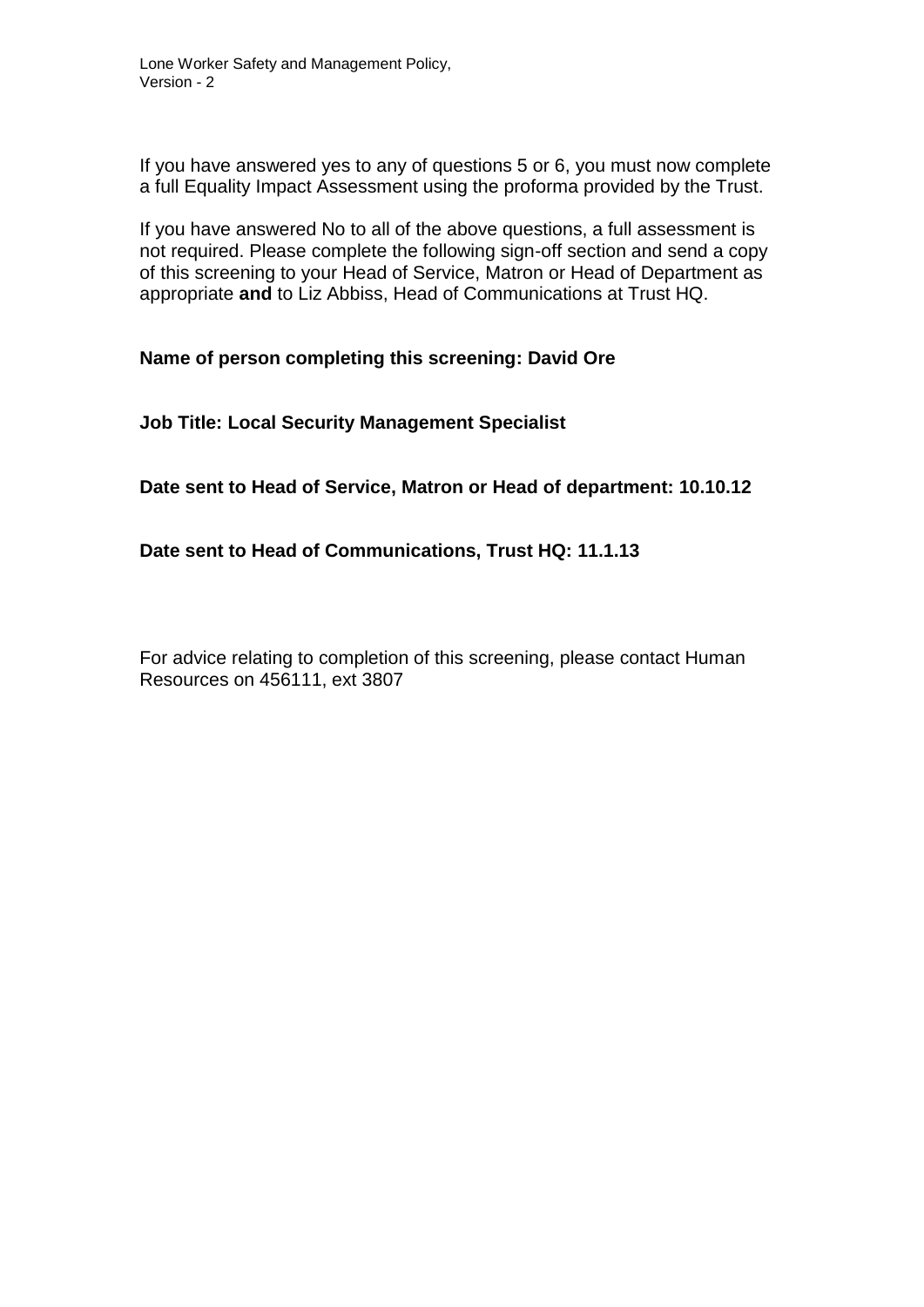If you have answered yes to any of questions 5 or 6, you must now complete a full Equality Impact Assessment using the proforma provided by the Trust.

If you have answered No to all of the above questions, a full assessment is not required. Please complete the following sign-off section and send a copy of this screening to your Head of Service, Matron or Head of Department as appropriate **and** to Liz Abbiss, Head of Communications at Trust HQ.

**Name of person completing this screening: David Ore**

**Job Title: Local Security Management Specialist**

**Date sent to Head of Service, Matron or Head of department: 10.10.12**

**Date sent to Head of Communications, Trust HQ: 11.1.13**

For advice relating to completion of this screening, please contact Human Resources on 456111, ext 3807